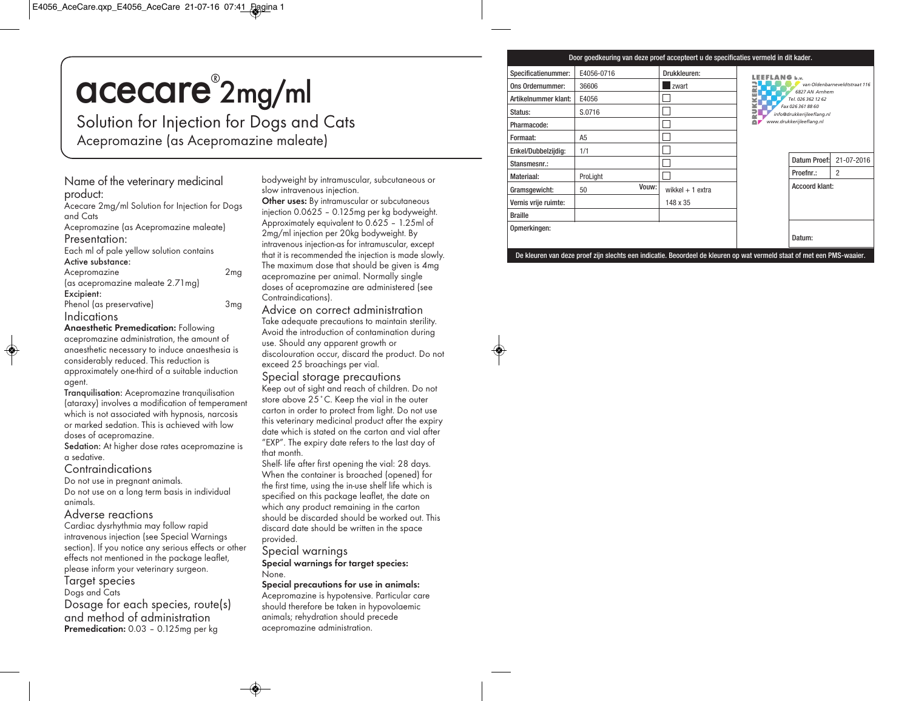# acecare® 2mg/ml

## Solution for Injection for Dogs and Cats

Acepromazine (as Acepromazine maleate)

## Name of the veterinary medicinal product:

Acecare 2mg/ml Solution for Injection for Dogs and Cats

Acepromazine (as Acepromazine maleate)

## Presentation:

Each ml of pale yellow solution contains

**Active substance:**

| | |
|---|---|
| Acepromazine | 2mg |
| (as acepromazine maleate 2.71mg) | |

**Excipient:**

| | |
|---|---|
| Phenol (as preservative) | 3mg |

## Indications

**Anaesthetic Premedication:** Following acepromazine administration, the amount of anaesthetic necessary to induce anaesthesia is considerably reduced. This reduction is approximately one-third of a suitable induction agent.

**Tranquilisation:** Acepromazine tranquilisation (ataraxy) involves a modification of temperament which is not associated with hypnosis, narcosis or marked sedation. This is achieved with low doses of acepromazine.

**Sedation:** At higher dose rates acepromazine is a sedative.

## Contraindications

Do not use in pregnant animals.

Do not use on a long term basis in individual animals.

## Adverse reactions

Cardiac dysrhythmia may follow rapid intravenous injection (see Special Warnings section). If you notice any serious effects or other effects not mentioned in the package leaflet, please inform your veterinary surgeon.

## Target species

Dogs and Cats

## Dosage for each species, route(s) and method of administration

**Premedication:** 0.03 – 0.125mg per kg bodyweight by intramuscular, subcutaneous or slow intravenous injection.

**Other uses:** By intramuscular or subcutaneous injection 0.0625 – 0.125mg per kg bodyweight. Approximately equivalent to 0.625 – 1.25ml of 2mg/ml injection per 20kg bodyweight. By intravenous injection-as for intramuscular, except that it is recommended the injection is made slowly. The maximum dose that should be given is 4mg acepromazine per animal. Normally single doses of acepromazine are administered (see Contraindications).

## Advice on correct administration

Take adequate precautions to maintain sterility. Avoid the introduction of contamination during use. Should any apparent growth or discolouration occur, discard the product. Do not exceed 25 broachings per vial.

## Special storage precautions

Keep out of sight and reach of children. Do not store above 25˚C. Keep the vial in the outer carton in order to protect from light. Do not use this veterinary medicinal product after the expiry date which is stated on the carton and vial after "EXP". The expiry date refers to the last day of that month.

Shelf- life after first opening the vial: 28 days. When the container is broached (opened) for the first time, using the in-use shelf life which is specified on this package leaflet, the date on which any product remaining in the carton should be discarded should be worked out. This discard date should be written in the space provided.

## Special warnings

**Special warnings for target species:**

None.

**Special precautions for use in animals:**

Acepromazine is hypotensive. Particular care should therefore be taken in hypovolaemic animals; rehydration should precede acepromazine administration.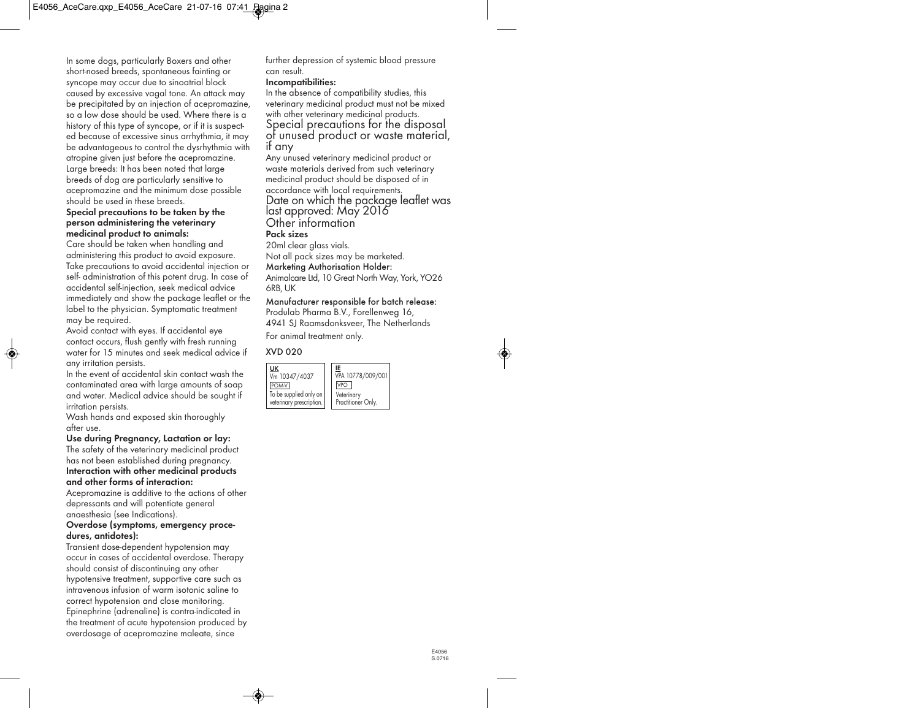In some dogs, particularly Boxers and other short-nosed breeds, spontaneous fainting or syncope may occur due to sinoatrial block caused by excessive vagal tone. An attack may be precipitated by an injection of acepromazine, so a low dose should be used. Where there is a history of this type of syncope, or if it is suspected because of excessive sinus arrhythmia, it may be advantageous to control the dysrhythmia with atropine given just before the acepromazine.
Large breeds: It has been noted that large breeds of dog are particularly sensitive to acepromazine and the minimum dose possible should be used in these breeds.

**Special precautions to be taken by the person administering the veterinary medicinal product to animals:**

Care should be taken when handling and administering this product to avoid exposure. Take precautions to avoid accidental injection or self- administration of this potent drug. In case of accidental self-injection, seek medical advice immediately and show the package leaflet or the label to the physician. Symptomatic treatment may be required.

Avoid contact with eyes. If accidental eye contact occurs, flush gently with fresh running water for 15 minutes and seek medical advice if any irritation persists.

In the event of accidental skin contact wash the contaminated area with large amounts of soap and water. Medical advice should be sought if irritation persists.

Wash hands and exposed skin thoroughly after use.

**Use during Pregnancy, Lactation or lay:**

The safety of the veterinary medicinal product has not been established during pregnancy.

**Interaction with other medicinal products and other forms of interaction:**

Acepromazine is additive to the actions of other depressants and will potentiate general anaesthesia (see Indications).

**Overdose (symptoms, emergency procedures, antidotes):**

Transient dose-dependent hypotension may occur in cases of accidental overdose. Therapy should consist of discontinuing any other hypotensive treatment, supportive care such as intravenous infusion of warm isotonic saline to correct hypotension and close monitoring. Epinephrine (adrenaline) is contra-indicated in the treatment of acute hypotension produced by overdosage of acepromazine maleate, since further depression of systemic blood pressure can result.

**Incompatibilities:**

In the absence of compatibility studies, this veterinary medicinal product must not be mixed with other veterinary medicinal products.

## Special precautions for the disposal of unused product or waste material, if any

Any unused veterinary medicinal product or waste materials derived from such veterinary medicinal product should be disposed of in accordance with local requirements.

## Date on which the package leaflet was last approved: May 2016

## Other information

**Pack sizes**

20ml clear glass vials.

Not all pack sizes may be marketed.

**Marketing Authorisation Holder:**

Animalcare Ltd, 10 Great North Way, York, YO26 6RB, UK

**Manufacturer responsible for batch release:**

Produlab Pharma B.V., Forellenweg 16,
4941 SJ Raamsdonksveer, The Netherlands

For animal treatment only.

**XVD 020**

| UK | IE |
|---|---|
| Vm 10347/4037 | VPA 10778/009/001 |
| POM-V | VPO |
| To be supplied only on veterinary prescription. | Veterinary Practitioner Only. |

E4056
S.0716